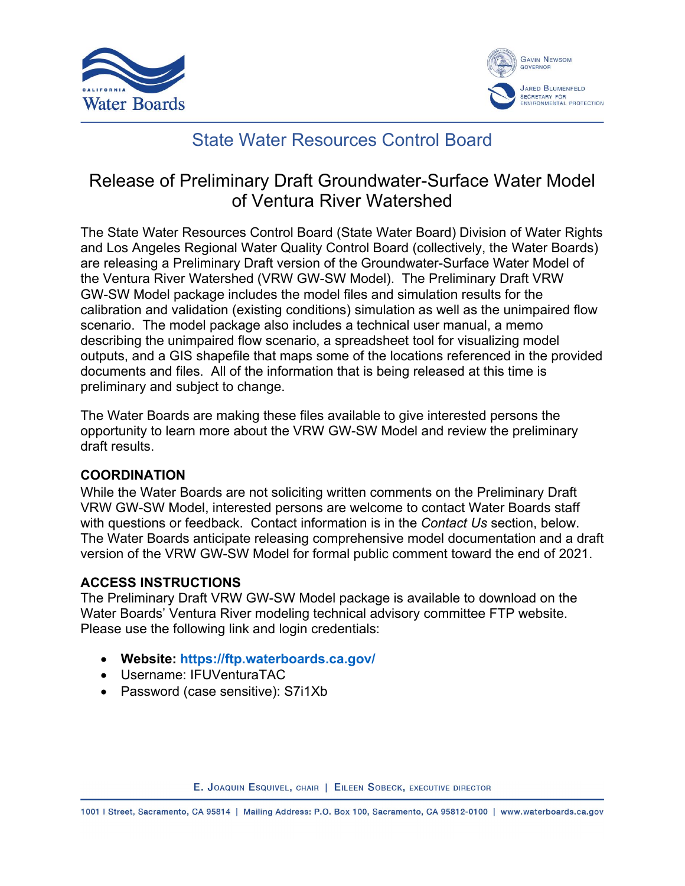# State Water Resources Control Board

## Release of Preliminary Draft Groundwater-Surface Water Model of Ventura River Watershed

The State Water Resources Control Board (State Water Board) Division of Water Rights and Los Angeles Regional Water Quality Control Board (collectively, the Water Boards) are releasing a Preliminary Draft version of the Groundwater-Surface Water Model of the Ventura River Watershed (VRW GW-SW Model). The Preliminary Draft VRW GW-SW Model package includes the model files and simulation results for the calibration and validation (existing conditions) simulation as well as the unimpaired flow scenario. The model package also includes a technical user manual, a memo describing the unimpaired flow scenario, a spreadsheet tool for visualizing model outputs, and a GIS shapefile that maps some of the locations referenced in the provided documents and files. All of the information that is being released at this time is preliminary and subject to change.

The Water Boards are making these files available to give interested persons the opportunity to learn more about the VRW GW-SW Model and review the preliminary draft results.

### COORDINATION

While the Water Boards are not soliciting written comments on the Preliminary Draft VRW GW-SW Model, interested persons are welcome to contact Water Boards staff with questions or feedback. Contact information is in the *Contact Us* section, below. The Water Boards anticipate releasing comprehensive model documentation and a draft version of the VRW GW-SW Model for formal public comment toward the end of 2021.

### ACCESS INSTRUCTIONS

The Preliminary Draft VRW GW-SW Model package is available to download on the Water Boards' Ventura River modeling technical advisory committee FTP website. Please use the following link and login credentials:

- **Website: https://ftp.waterboards.ca.gov/**
- Username: IFUVenturaTAC
- Password (case sensitive): S7i1Xb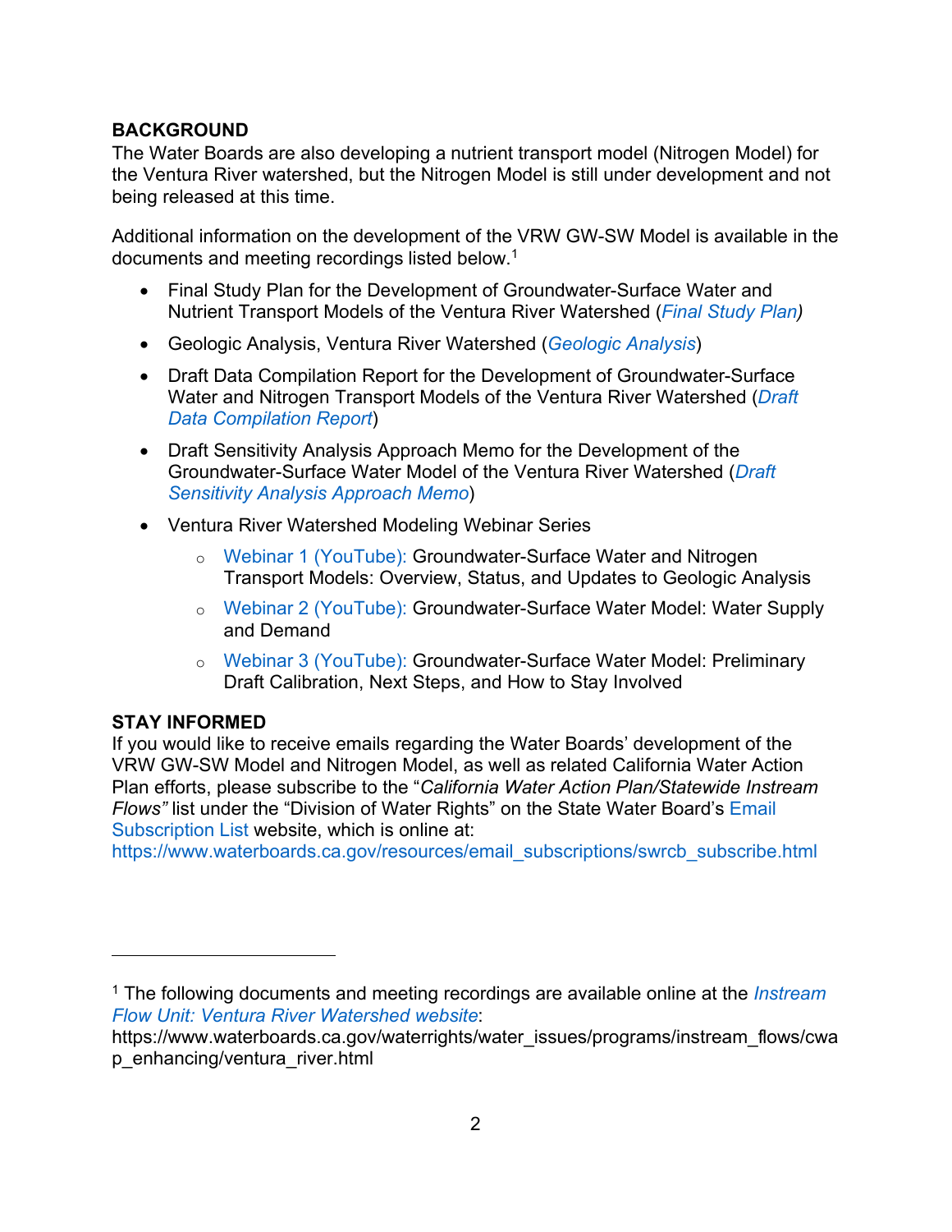**BACKGROUND**

The Water Boards are also developing a nutrient transport model (Nitrogen Model) for the Ventura River watershed, but the Nitrogen Model is still under development and not being released at this time.

Additional information on the development of the VRW GW-SW Model is available in the documents and meeting recordings listed below.[1]

- Final Study Plan for the Development of Groundwater-Surface Water and Nutrient Transport Models of the Ventura River Watershed (*Final Study Plan)*
- Geologic Analysis, Ventura River Watershed (*Geologic Analysis*)
- Draft Data Compilation Report for the Development of Groundwater-Surface Water and Nitrogen Transport Models of the Ventura River Watershed (*Draft Data Compilation Report*)
- Draft Sensitivity Analysis Approach Memo for the Development of the Groundwater-Surface Water Model of the Ventura River Watershed (*Draft Sensitivity Analysis Approach Memo*)
- Ventura River Watershed Modeling Webinar Series
    - Webinar 1 (YouTube): Groundwater-Surface Water and Nitrogen Transport Models: Overview, Status, and Updates to Geologic Analysis
    - Webinar 2 (YouTube): Groundwater-Surface Water Model: Water Supply and Demand
    - Webinar 3 (YouTube): Groundwater-Surface Water Model: Preliminary Draft Calibration, Next Steps, and How to Stay Involved

**STAY INFORMED**

If you would like to receive emails regarding the Water Boards' development of the VRW GW-SW Model and Nitrogen Model, as well as related California Water Action Plan efforts, please subscribe to the "*California Water Action Plan/Statewide Instream Flows"* list under the "Division of Water Rights" on the State Water Board's Email Subscription List website, which is online at:
https://www.waterboards.ca.gov/resources/email_subscriptions/swrcb_subscribe.html

---

[1] The following documents and meeting recordings are available online at the *Instream Flow Unit: Ventura River Watershed website*:
https://www.waterboards.ca.gov/waterrights/water_issues/programs/instream_flows/cwap_enhancing/ventura_river.html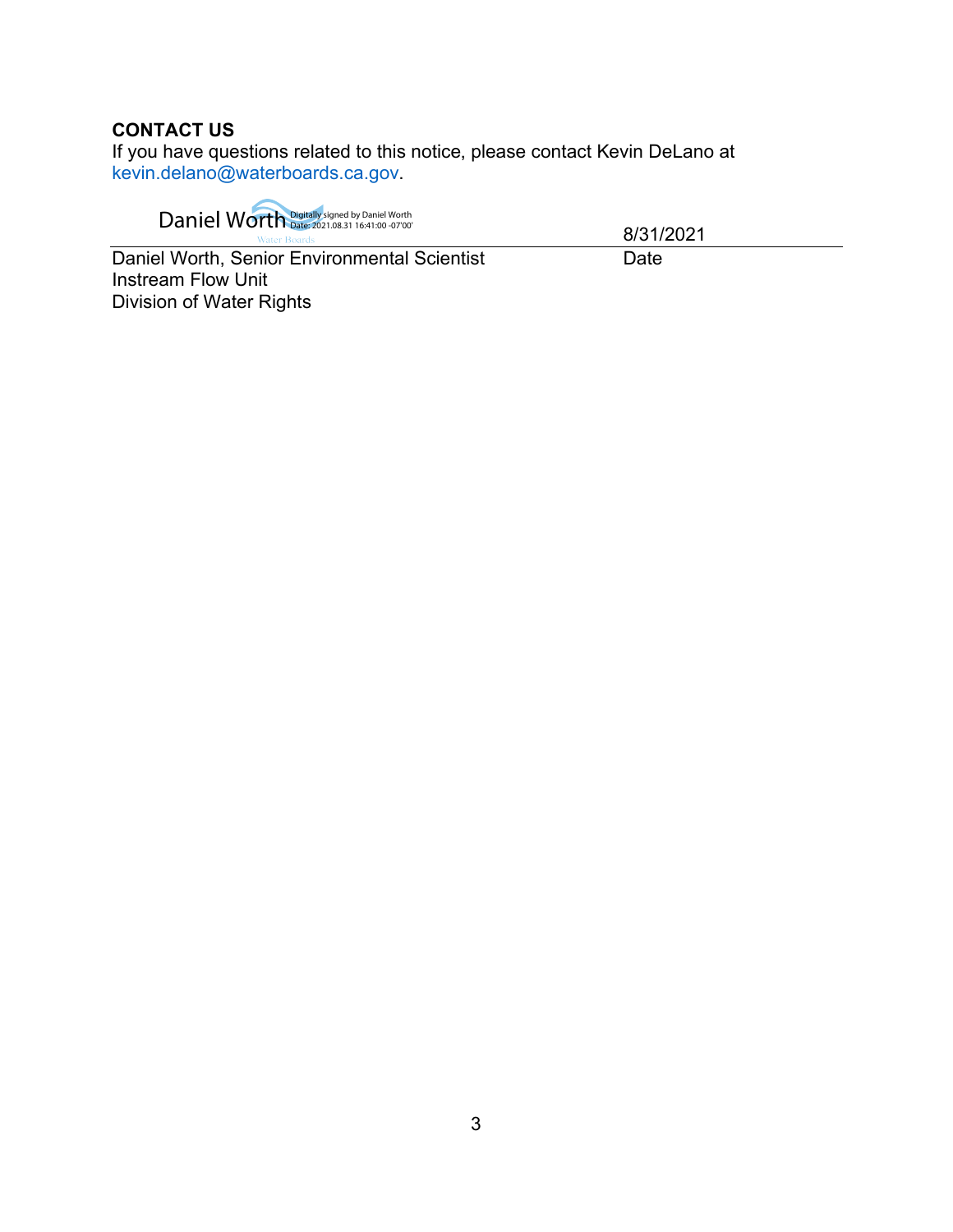## CONTACT US

If you have questions related to this notice, please contact Kevin DeLano at kevin.delano@waterboards.ca.gov.

Daniel Worth Digitally signed by Daniel Worth Date: 2021.08.31 16:41:00 -07'00'

8/31/2021

Daniel Worth, Senior Environmental Scientist — Date
Instream Flow Unit
Division of Water Rights